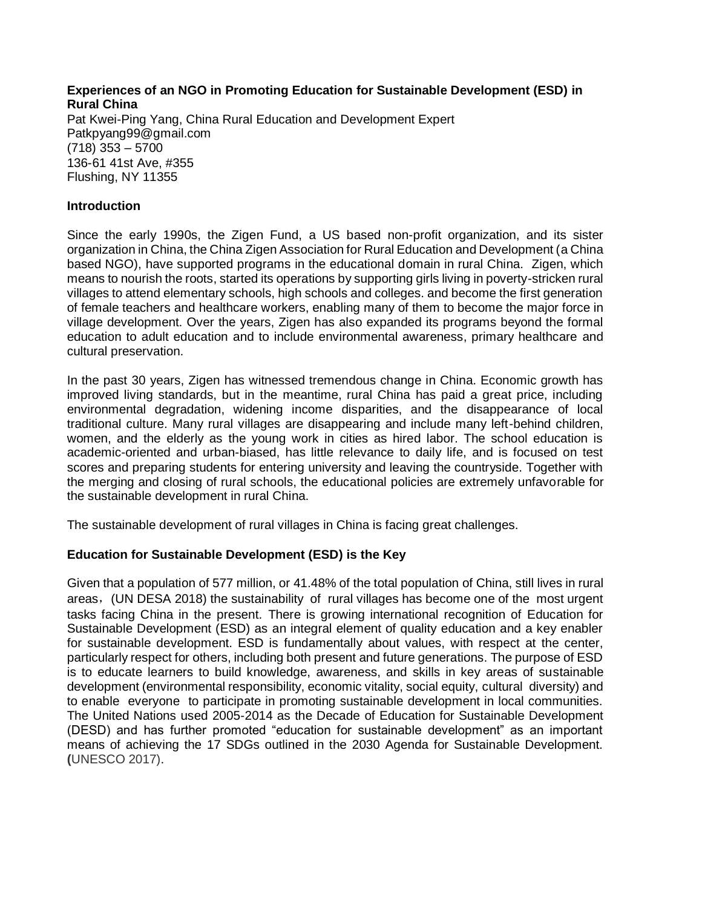**Experiences of an NGO in Promoting Education for Sustainable Development (ESD) in Rural China**

Pat Kwei-Ping Yang, China Rural Education and Development Expert
Patkpyang99@gmail.com
(718) 353 – 5700
136-61 41st Ave, #355
Flushing, NY 11355

## Introduction

Since the early 1990s, the Zigen Fund, a US based non-profit organization, and its sister organization in China, the China Zigen Association for Rural Education and Development (a China based NGO), have supported programs in the educational domain in rural China. Zigen, which means to nourish the roots, started its operations by supporting girls living in poverty-stricken rural villages to attend elementary schools, high schools and colleges. and become the first generation of female teachers and healthcare workers, enabling many of them to become the major force in village development. Over the years, Zigen has also expanded its programs beyond the formal education to adult education and to include environmental awareness, primary healthcare and cultural preservation.

In the past 30 years, Zigen has witnessed tremendous change in China. Economic growth has improved living standards, but in the meantime, rural China has paid a great price, including environmental degradation, widening income disparities, and the disappearance of local traditional culture. Many rural villages are disappearing and include many left-behind children, women, and the elderly as the young work in cities as hired labor. The school education is academic-oriented and urban-biased, has little relevance to daily life, and is focused on test scores and preparing students for entering university and leaving the countryside. Together with the merging and closing of rural schools, the educational policies are extremely unfavorable for the sustainable development in rural China.

The sustainable development of rural villages in China is facing great challenges.

## Education for Sustainable Development (ESD) is the Key

Given that a population of 577 million, or 41.48% of the total population of China, still lives in rural areas，(UN DESA 2018) the sustainability of rural villages has become one of the most urgent tasks facing China in the present. There is growing international recognition of Education for Sustainable Development (ESD) as an integral element of quality education and a key enabler for sustainable development. ESD is fundamentally about values, with respect at the center, particularly respect for others, including both present and future generations. The purpose of ESD is to educate learners to build knowledge, awareness, and skills in key areas of sustainable development (environmental responsibility, economic vitality, social equity, cultural diversity) and to enable everyone to participate in promoting sustainable development in local communities. The United Nations used 2005-2014 as the Decade of Education for Sustainable Development (DESD) and has further promoted "education for sustainable development" as an important means of achieving the 17 SDGs outlined in the 2030 Agenda for Sustainable Development. (UNESCO 2017).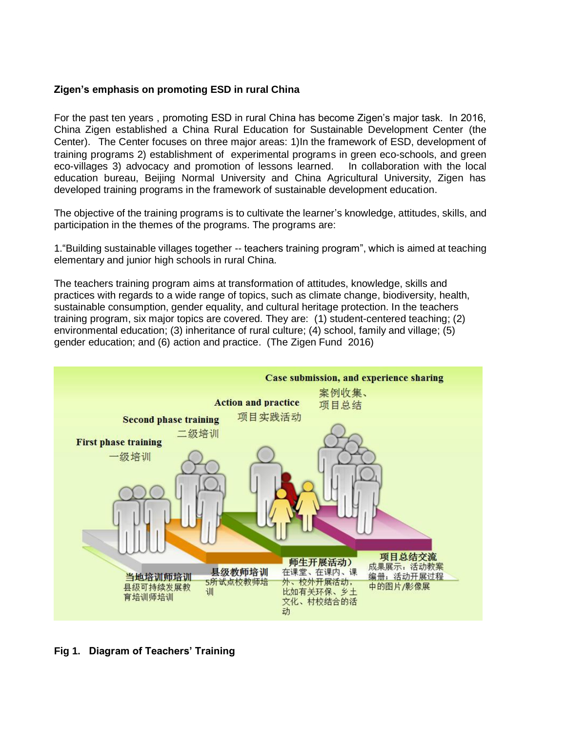**Zigen's emphasis on promoting ESD in rural China**

For the past ten years , promoting ESD in rural China has become Zigen's major task. In 2016, China Zigen established a China Rural Education for Sustainable Development Center (the Center). The Center focuses on three major areas: 1)In the framework of ESD, development of training programs 2) establishment of experimental programs in green eco-schools, and green eco-villages 3) advocacy and promotion of lessons learned. In collaboration with the local education bureau, Beijing Normal University and China Agricultural University, Zigen has developed training programs in the framework of sustainable development education.

The objective of the training programs is to cultivate the learner's knowledge, attitudes, skills, and participation in the themes of the programs. The programs are:

1."Building sustainable villages together -- teachers training program", which is aimed at teaching elementary and junior high schools in rural China.

The teachers training program aims at transformation of attitudes, knowledge, skills and practices with regards to a wide range of topics, such as climate change, biodiversity, health, sustainable consumption, gender equality, and cultural heritage protection. In the teachers training program, six major topics are covered. They are: (1) student-centered teaching; (2) environmental education; (3) inheritance of rural culture; (4) school, family and village; (5) gender education; and (6) action and practice. (The Zigen Fund 2016)

**Fig 1. Diagram of Teachers' Training**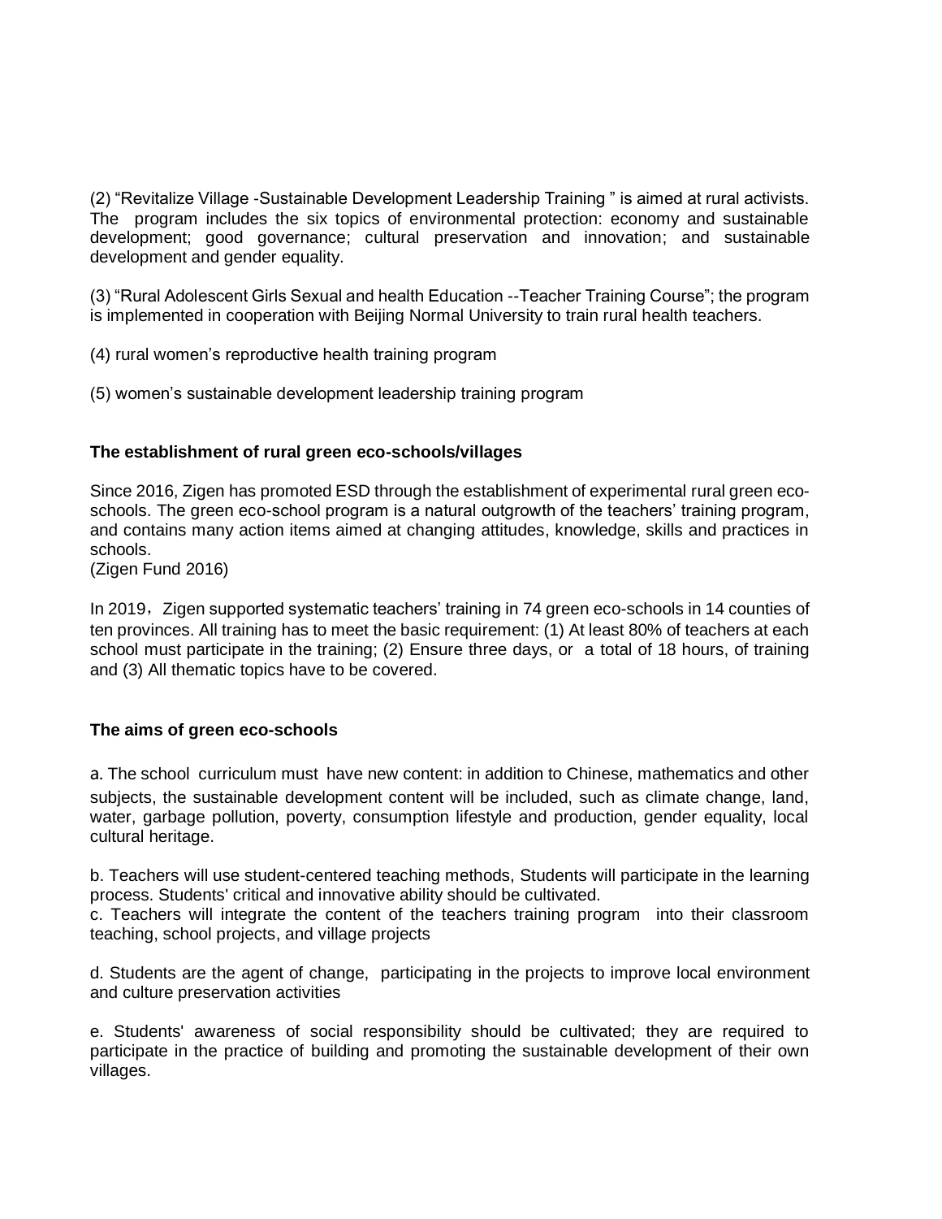(2) “Revitalize Village -Sustainable Development Leadership Training ” is aimed at rural activists. The program includes the six topics of environmental protection: economy and sustainable development; good governance; cultural preservation and innovation; and sustainable development and gender equality.

(3) “Rural Adolescent Girls Sexual and health Education --Teacher Training Course”; the program is implemented in cooperation with Beijing Normal University to train rural health teachers.

(4) rural women’s reproductive health training program

(5) women’s sustainable development leadership training program

**The establishment of rural green eco-schools/villages**

Since 2016, Zigen has promoted ESD through the establishment of experimental rural green eco-schools. The green eco-school program is a natural outgrowth of the teachers’ training program, and contains many action items aimed at changing attitudes, knowledge, skills and practices in schools.
(Zigen Fund 2016)

In 2019，Zigen supported systematic teachers’ training in 74 green eco-schools in 14 counties of ten provinces. All training has to meet the basic requirement: (1) At least 80% of teachers at each school must participate in the training; (2) Ensure three days, or a total of 18 hours, of training and (3) All thematic topics have to be covered.

**The aims of green eco-schools**

a. The school curriculum must have new content: in addition to Chinese, mathematics and other subjects, the sustainable development content will be included, such as climate change, land, water, garbage pollution, poverty, consumption lifestyle and production, gender equality, local cultural heritage.

b. Teachers will use student-centered teaching methods, Students will participate in the learning process. Students' critical and innovative ability should be cultivated.
c. Teachers will integrate the content of the teachers training program into their classroom teaching, school projects, and village projects

d. Students are the agent of change, participating in the projects to improve local environment and culture preservation activities

e. Students' awareness of social responsibility should be cultivated; they are required to participate in the practice of building and promoting the sustainable development of their own villages.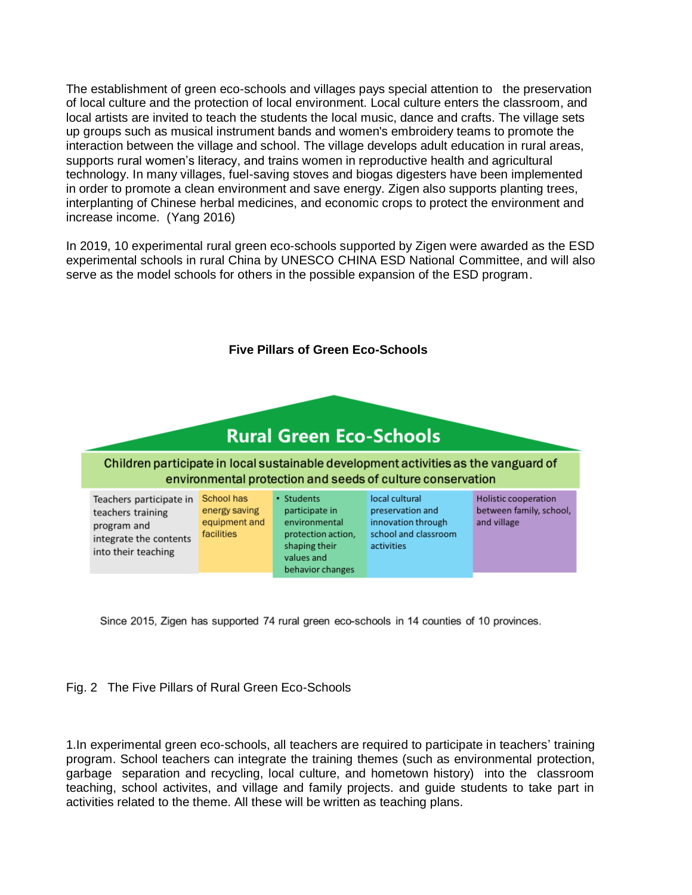The establishment of green eco-schools and villages pays special attention to the preservation of local culture and the protection of local environment. Local culture enters the classroom, and local artists are invited to teach the students the local music, dance and crafts. The village sets up groups such as musical instrument bands and women's embroidery teams to promote the interaction between the village and school. The village develops adult education in rural areas, supports rural women's literacy, and trains women in reproductive health and agricultural technology. In many villages, fuel-saving stoves and biogas digesters have been implemented in order to promote a clean environment and save energy. Zigen also supports planting trees, interplanting of Chinese herbal medicines, and economic crops to protect the environment and increase income. (Yang 2016)

In 2019, 10 experimental rural green eco-schools supported by Zigen were awarded as the ESD experimental schools in rural China by UNESCO CHINA ESD National Committee, and will also serve as the model schools for others in the possible expansion of the ESD program.

**Five Pillars of Green Eco-Schools**

**Rural Green Eco-Schools**

Children participate in local sustainable development activities as the vanguard of environmental protection and seeds of culture conservation

| Teachers participate in teachers training program and integrate the contents into their teaching | School has energy saving equipment and facilities | • Students participate in environmental protection action, shaping their values and behavior changes | local cultural preservation and innovation through school and classroom activities | Holistic cooperation between family, school, and village |
|---|---|---|---|---|

Since 2015, Zigen has supported 74 rural green eco-schools in 14 counties of 10 provinces.

Fig. 2 The Five Pillars of Rural Green Eco-Schools

1.In experimental green eco-schools, all teachers are required to participate in teachers' training program. School teachers can integrate the training themes (such as environmental protection, garbage separation and recycling, local culture, and hometown history) into the classroom teaching, school activites, and village and family projects. and guide students to take part in activities related to the theme. All these will be written as teaching plans.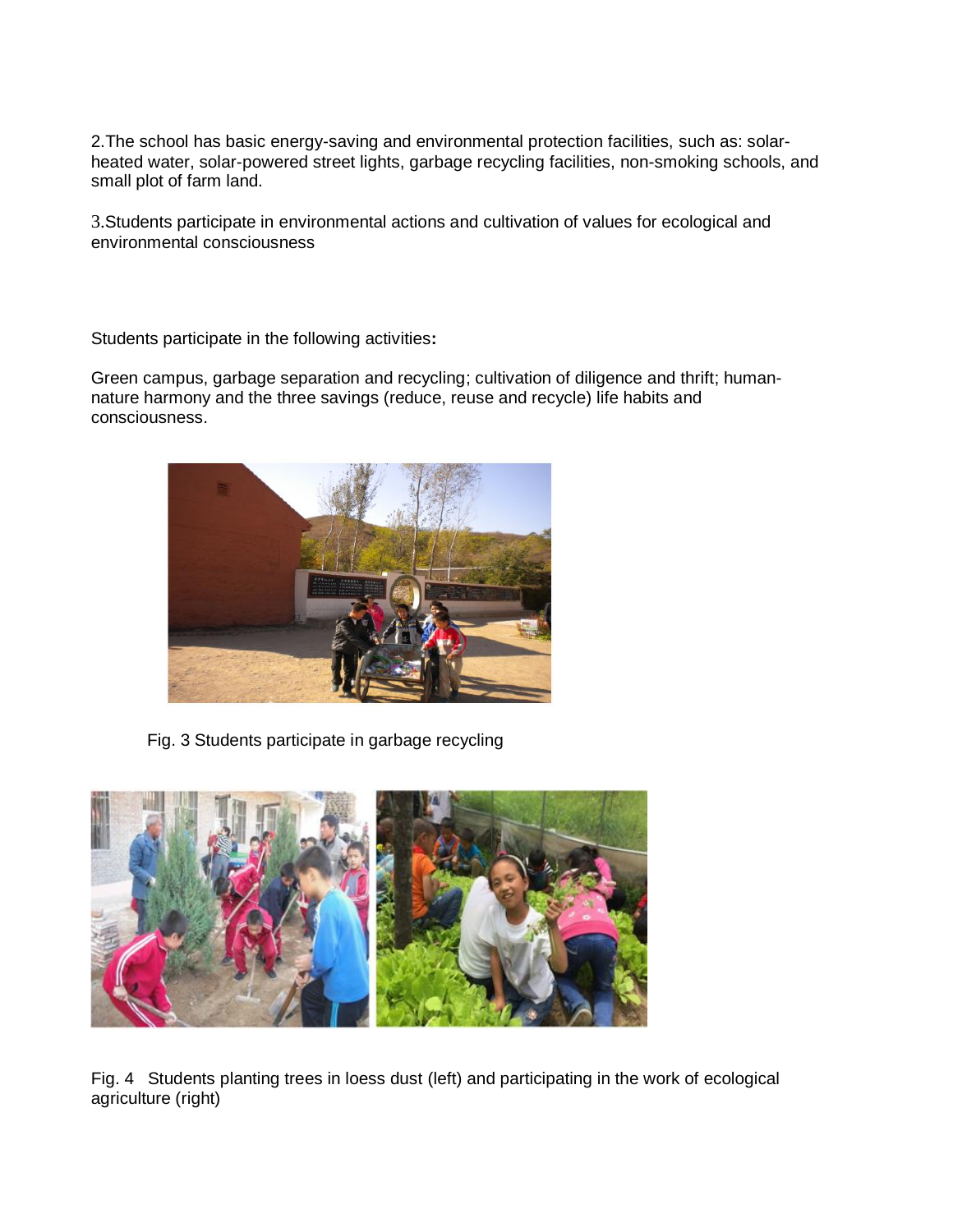2.The school has basic energy-saving and environmental protection facilities, such as: solar-heated water, solar-powered street lights, garbage recycling facilities, non-smoking schools, and small plot of farm land.

3.Students participate in environmental actions and cultivation of values for ecological and environmental consciousness

Students participate in the following activities**:**

Green campus, garbage separation and recycling; cultivation of diligence and thrift; human-nature harmony and the three savings (reduce, reuse and recycle) life habits and consciousness.

Fig. 3 Students participate in garbage recycling

Fig. 4 Students planting trees in loess dust (left) and participating in the work of ecological agriculture (right)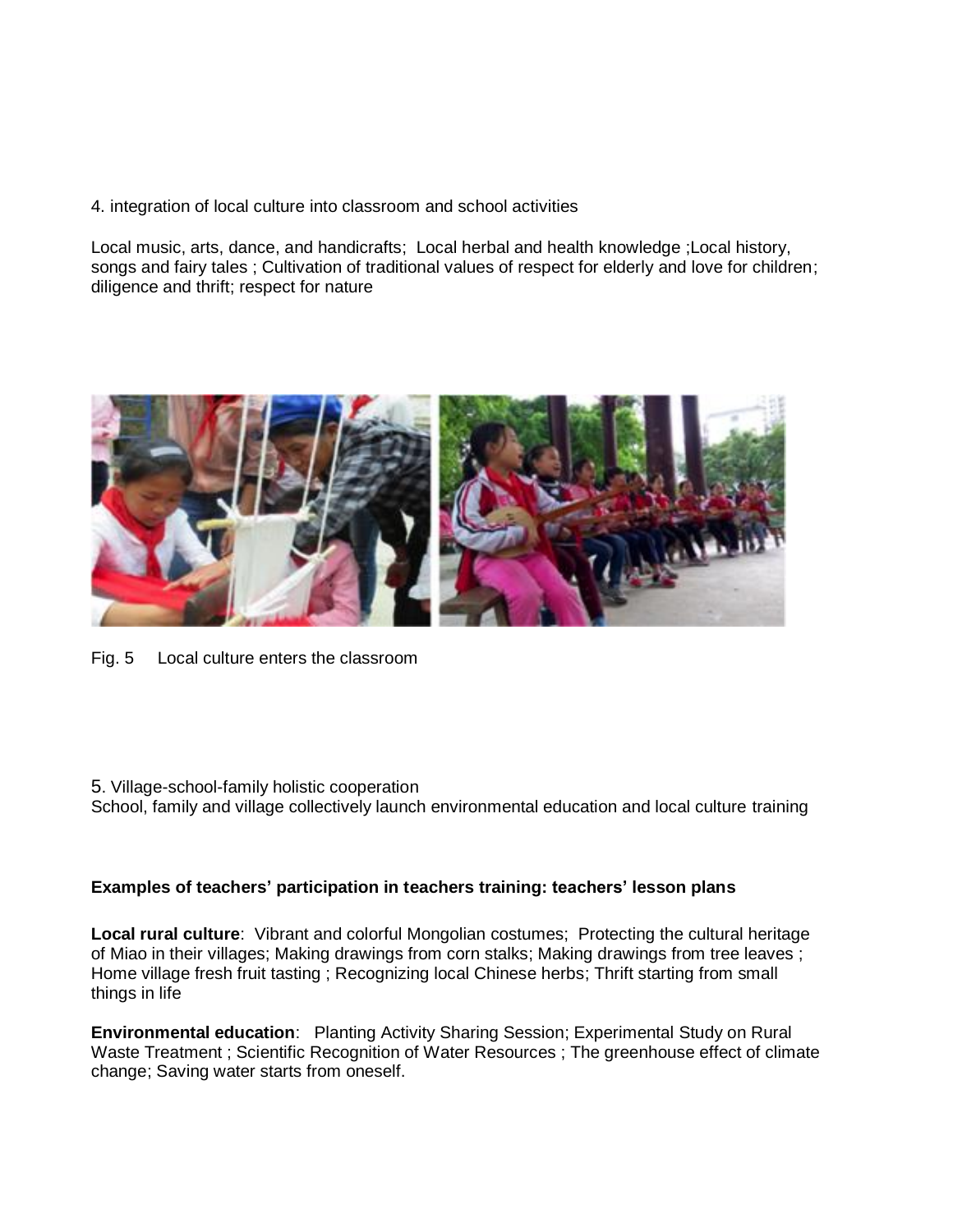4. integration of local culture into classroom and school activities

Local music, arts, dance, and handicrafts; Local herbal and health knowledge ;Local history, songs and fairy tales ; Cultivation of traditional values of respect for elderly and love for children; diligence and thrift; respect for nature

Fig. 5 Local culture enters the classroom

5. Village-school-family holistic cooperation
School, family and village collectively launch environmental education and local culture training

**Examples of teachers' participation in teachers training: teachers' lesson plans**

**Local rural culture**: Vibrant and colorful Mongolian costumes; Protecting the cultural heritage of Miao in their villages; Making drawings from corn stalks; Making drawings from tree leaves ; Home village fresh fruit tasting ; Recognizing local Chinese herbs; Thrift starting from small things in life

**Environmental education**: Planting Activity Sharing Session; Experimental Study on Rural Waste Treatment ; Scientific Recognition of Water Resources ; The greenhouse effect of climate change; Saving water starts from oneself.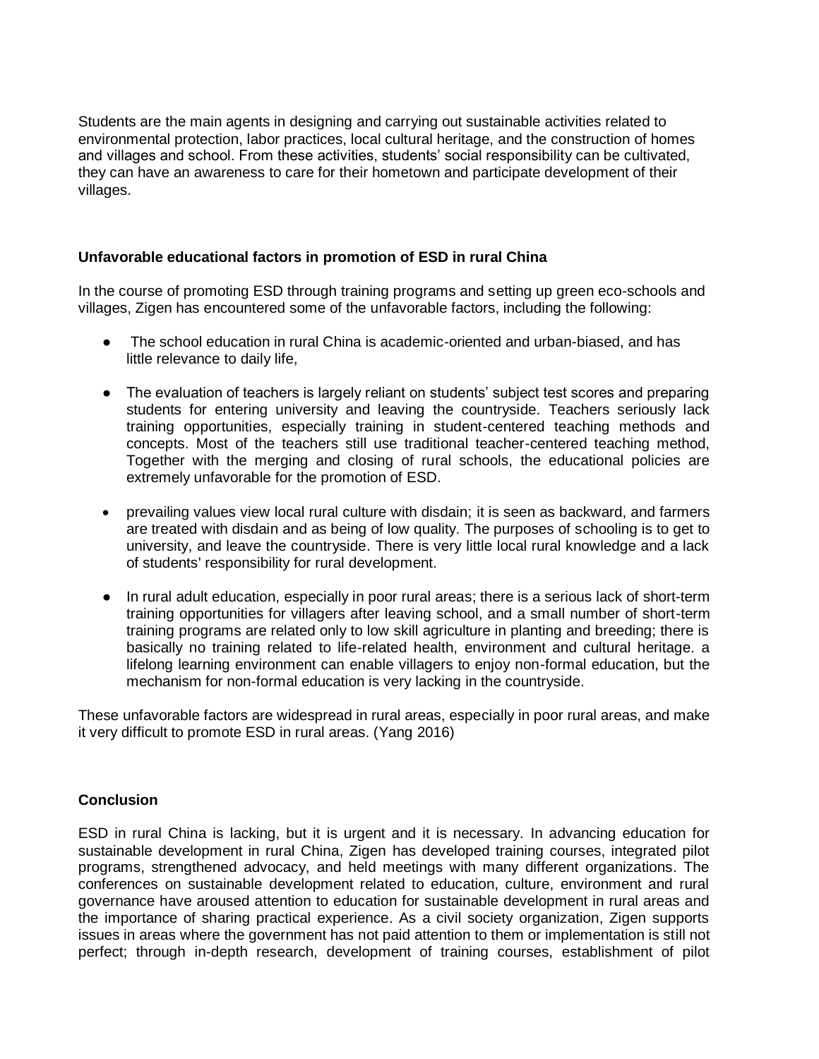Students are the main agents in designing and carrying out sustainable activities related to environmental protection, labor practices, local cultural heritage, and the construction of homes and villages and school. From these activities, students' social responsibility can be cultivated, they can have an awareness to care for their hometown and participate development of their villages.

**Unfavorable educational factors in promotion of ESD in rural China**

In the course of promoting ESD through training programs and setting up green eco-schools and villages, Zigen has encountered some of the unfavorable factors, including the following:

- The school education in rural China is academic-oriented and urban-biased, and has little relevance to daily life,
- The evaluation of teachers is largely reliant on students' subject test scores and preparing students for entering university and leaving the countryside. Teachers seriously lack training opportunities, especially training in student-centered teaching methods and concepts. Most of the teachers still use traditional teacher-centered teaching method, Together with the merging and closing of rural schools, the educational policies are extremely unfavorable for the promotion of ESD.
- prevailing values view local rural culture with disdain; it is seen as backward, and farmers are treated with disdain and as being of low quality. The purposes of schooling is to get to university, and leave the countryside. There is very little local rural knowledge and a lack of students' responsibility for rural development.
- In rural adult education, especially in poor rural areas; there is a serious lack of short-term training opportunities for villagers after leaving school, and a small number of short-term training programs are related only to low skill agriculture in planting and breeding; there is basically no training related to life-related health, environment and cultural heritage. a lifelong learning environment can enable villagers to enjoy non-formal education, but the mechanism for non-formal education is very lacking in the countryside.

These unfavorable factors are widespread in rural areas, especially in poor rural areas, and make it very difficult to promote ESD in rural areas. (Yang 2016)

**Conclusion**

ESD in rural China is lacking, but it is urgent and it is necessary. In advancing education for sustainable development in rural China, Zigen has developed training courses, integrated pilot programs, strengthened advocacy, and held meetings with many different organizations. The conferences on sustainable development related to education, culture, environment and rural governance have aroused attention to education for sustainable development in rural areas and the importance of sharing practical experience. As a civil society organization, Zigen supports issues in areas where the government has not paid attention to them or implementation is still not perfect; through in-depth research, development of training courses, establishment of pilot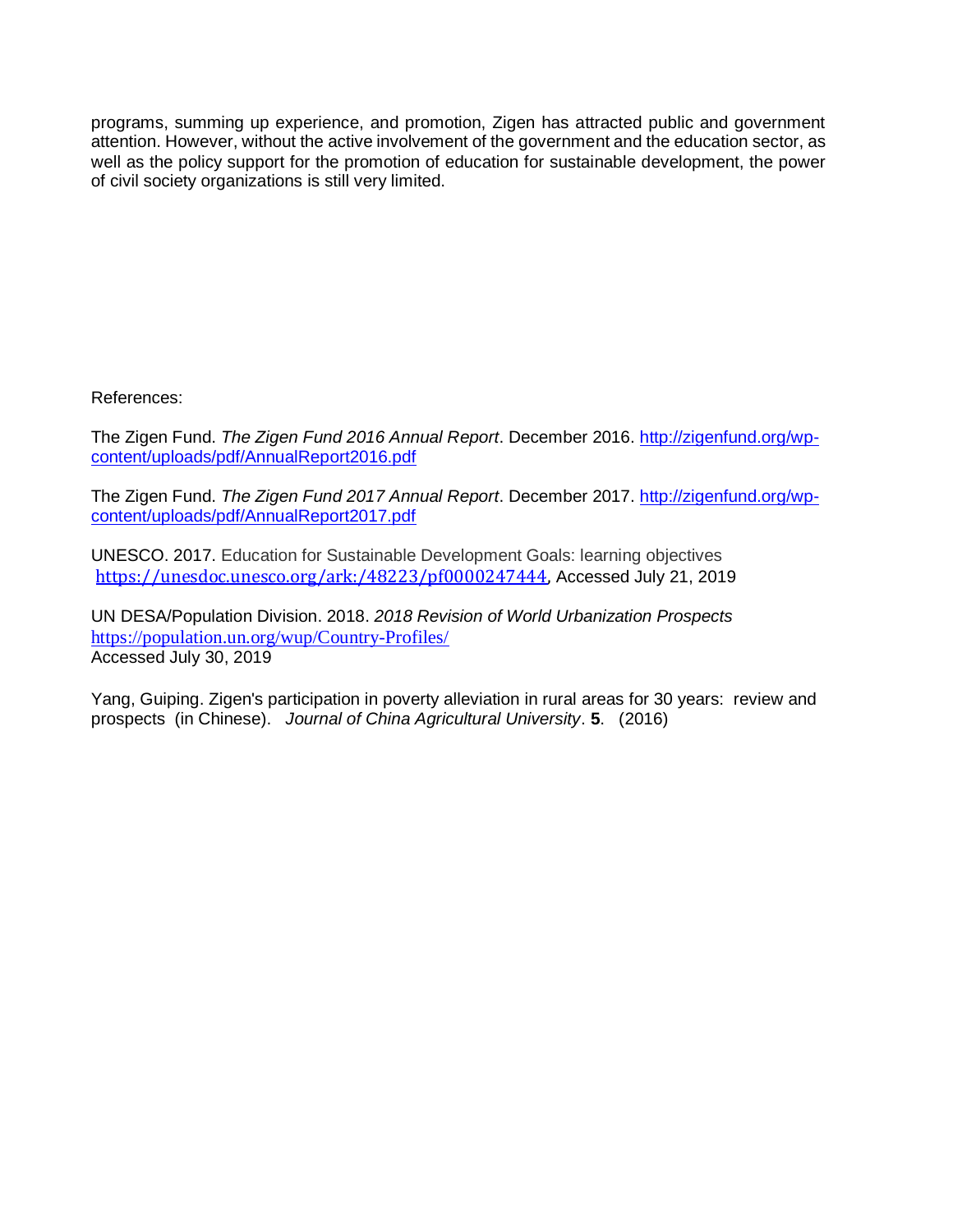programs, summing up experience, and promotion, Zigen has attracted public and government attention. However, without the active involvement of the government and the education sector, as well as the policy support for the promotion of education for sustainable development, the power of civil society organizations is still very limited.

References:

The Zigen Fund. *The Zigen Fund 2016 Annual Report*. December 2016. http://zigenfund.org/wp-content/uploads/pdf/AnnualReport2016.pdf

The Zigen Fund. *The Zigen Fund 2017 Annual Report*. December 2017. http://zigenfund.org/wp-content/uploads/pdf/AnnualReport2017.pdf

UNESCO. 2017. Education for Sustainable Development Goals: learning objectives https://unesdoc.unesco.org/ark:/48223/pf0000247444, Accessed July 21, 2019

UN DESA/Population Division. 2018. *2018 Revision of World Urbanization Prospects* https://population.un.org/wup/Country-Profiles/ Accessed July 30, 2019

Yang, Guiping. Zigen's participation in poverty alleviation in rural areas for 30 years: review and prospects (in Chinese). *Journal of China Agricultural University*. **5**. (2016)